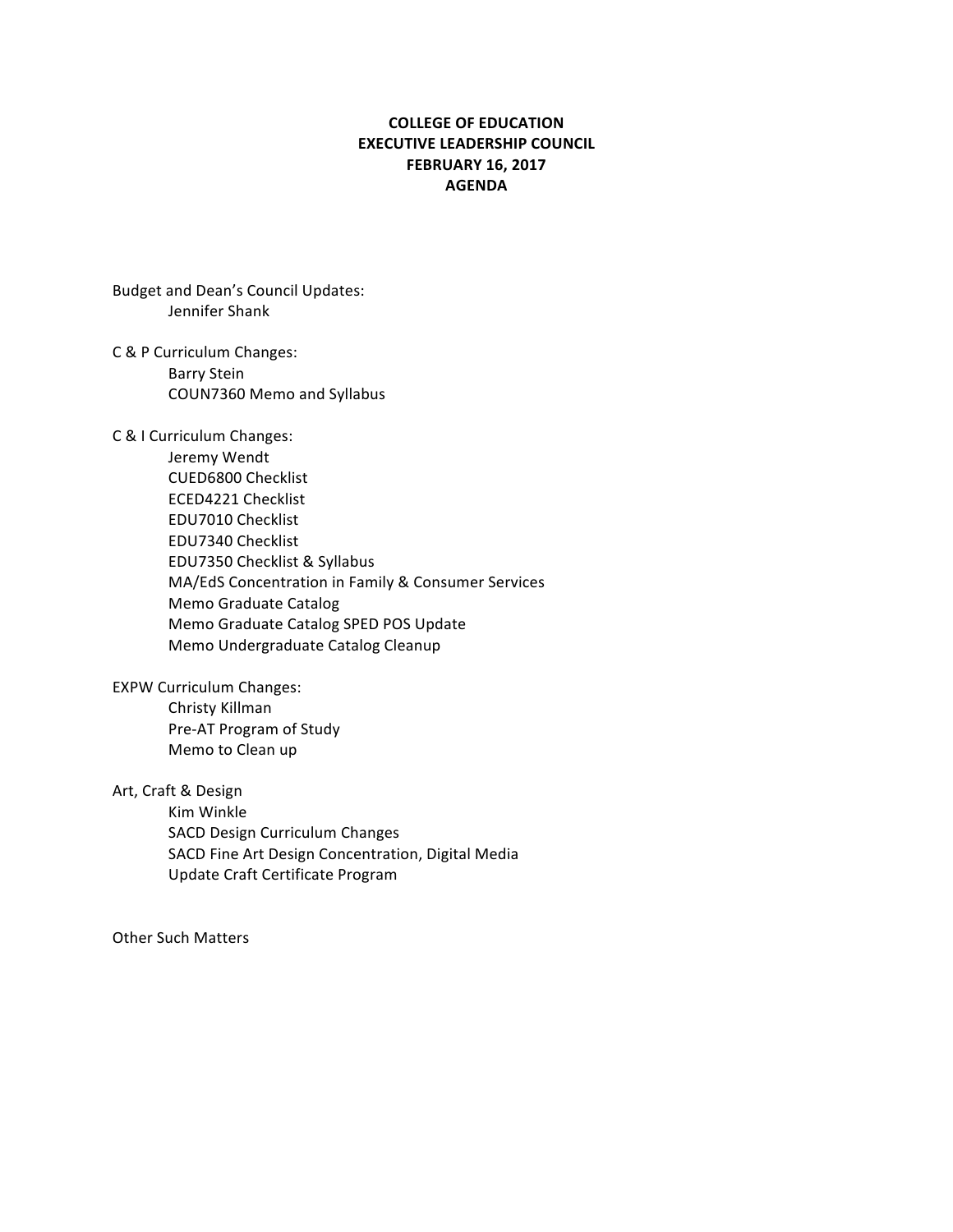# COLLEGE OF EDUCATION
# EXECUTIVE LEADERSHIP COUNCIL
# FEBRUARY 16, 2017
# AGENDA

Budget and Dean's Council Updates:
- Jennifer Shank

C & P Curriculum Changes:
- Barry Stein
- COUN7360 Memo and Syllabus

C & I Curriculum Changes:
- Jeremy Wendt
- CUED6800 Checklist
- ECED4221 Checklist
- EDU7010 Checklist
- EDU7340 Checklist
- EDU7350 Checklist & Syllabus
- MA/EdS Concentration in Family & Consumer Services
- Memo Graduate Catalog
- Memo Graduate Catalog SPED POS Update
- Memo Undergraduate Catalog Cleanup

EXPW Curriculum Changes:
- Christy Killman
- Pre-AT Program of Study
- Memo to Clean up

Art, Craft & Design
- Kim Winkle
- SACD Design Curriculum Changes
- SACD Fine Art Design Concentration, Digital Media
- Update Craft Certificate Program

Other Such Matters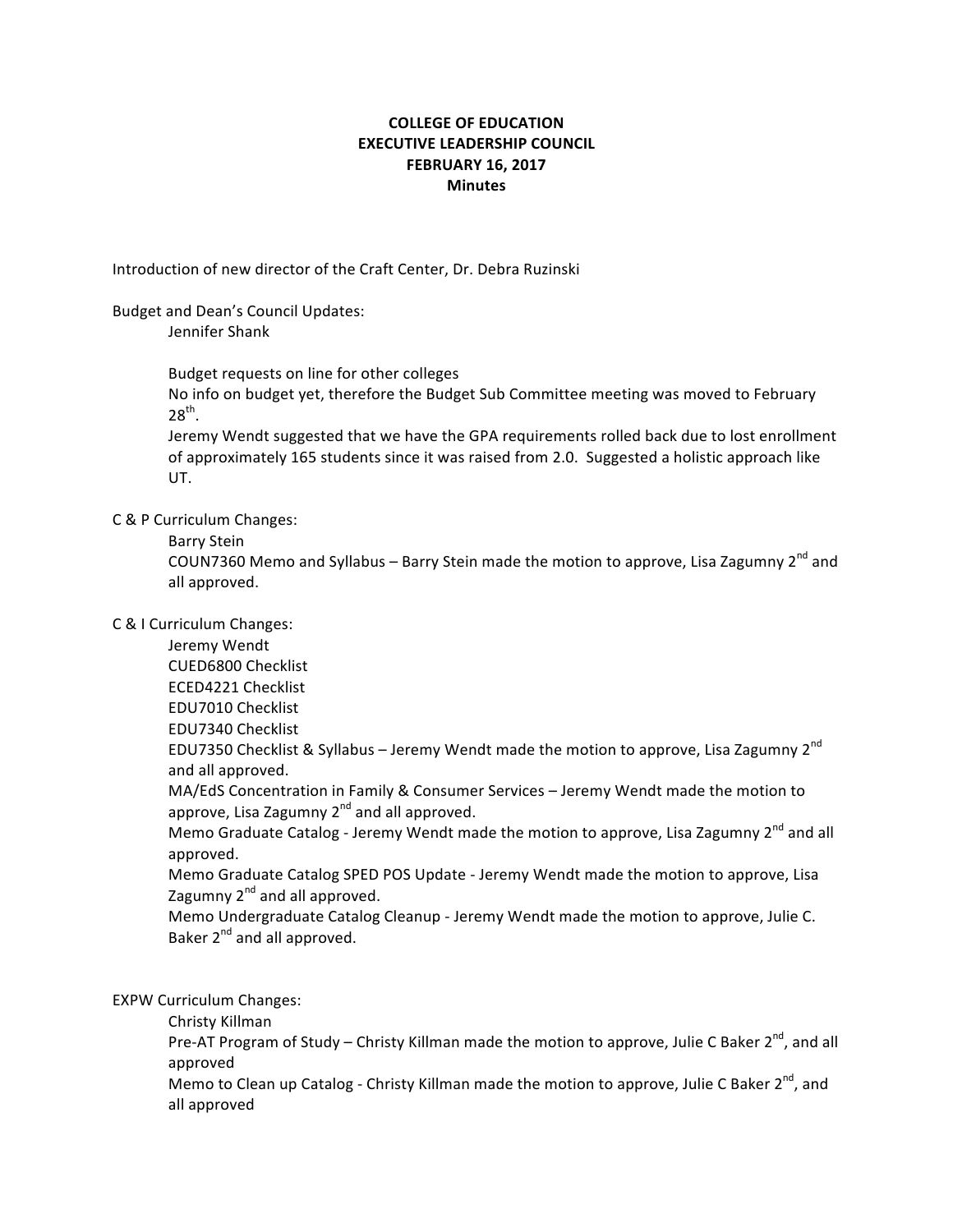**COLLEGE OF EDUCATION**
**EXECUTIVE LEADERSHIP COUNCIL**
**FEBRUARY 16, 2017**
**Minutes**

Introduction of new director of the Craft Center, Dr. Debra Ruzinski

Budget and Dean's Council Updates:

Jennifer Shank

Budget requests on line for other colleges

No info on budget yet, therefore the Budget Sub Committee meeting was moved to February 28th.

Jeremy Wendt suggested that we have the GPA requirements rolled back due to lost enrollment of approximately 165 students since it was raised from 2.0. Suggested a holistic approach like UT.

C & P Curriculum Changes:

Barry Stein

COUN7360 Memo and Syllabus – Barry Stein made the motion to approve, Lisa Zagumny 2nd and all approved.

C & I Curriculum Changes:

Jeremy Wendt

CUED6800 Checklist

ECED4221 Checklist

EDU7010 Checklist

EDU7340 Checklist

EDU7350 Checklist & Syllabus – Jeremy Wendt made the motion to approve, Lisa Zagumny 2nd and all approved.

MA/EdS Concentration in Family & Consumer Services – Jeremy Wendt made the motion to approve, Lisa Zagumny 2nd and all approved.

Memo Graduate Catalog - Jeremy Wendt made the motion to approve, Lisa Zagumny 2nd and all approved.

Memo Graduate Catalog SPED POS Update - Jeremy Wendt made the motion to approve, Lisa Zagumny 2nd and all approved.

Memo Undergraduate Catalog Cleanup - Jeremy Wendt made the motion to approve, Julie C. Baker 2nd and all approved.

EXPW Curriculum Changes:

Christy Killman

Pre-AT Program of Study – Christy Killman made the motion to approve, Julie C Baker 2nd, and all approved

Memo to Clean up Catalog - Christy Killman made the motion to approve, Julie C Baker 2nd, and all approved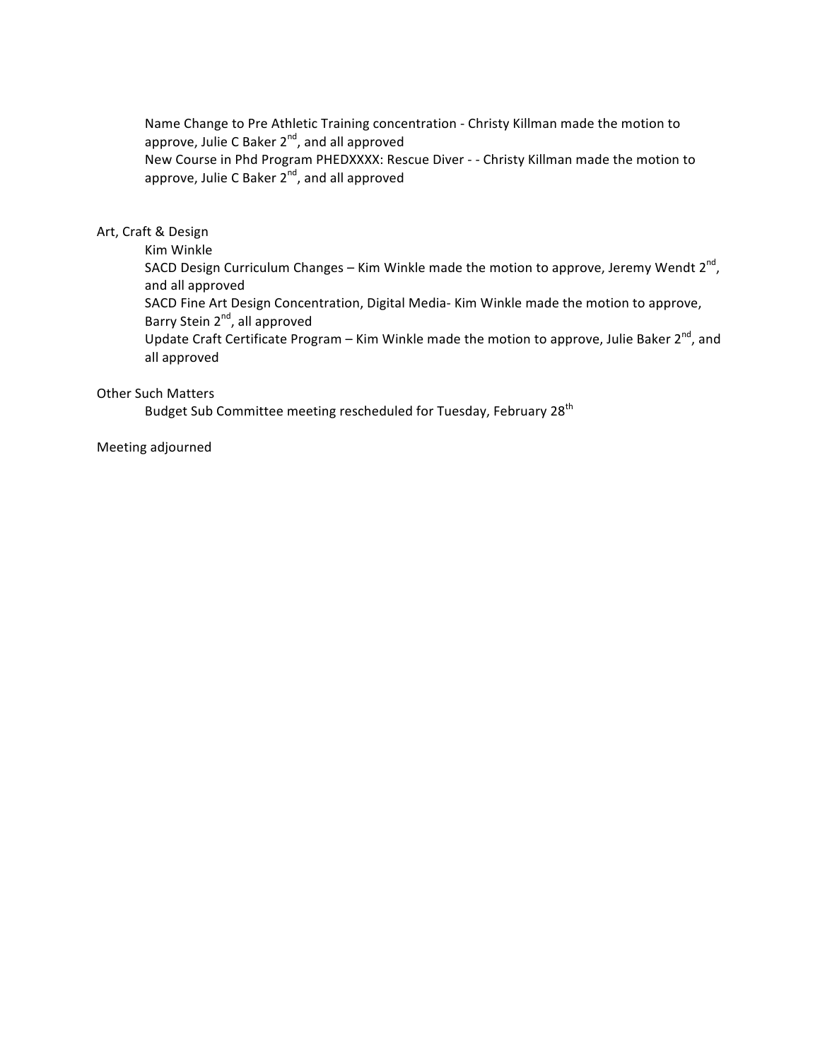Name Change to Pre Athletic Training concentration - Christy Killman made the motion to approve, Julie C Baker 2nd, and all approved

New Course in Phd Program PHEDXXXX: Rescue Diver - - Christy Killman made the motion to approve, Julie C Baker 2nd, and all approved

Art, Craft & Design

Kim Winkle

SACD Design Curriculum Changes – Kim Winkle made the motion to approve, Jeremy Wendt 2nd, and all approved

SACD Fine Art Design Concentration, Digital Media- Kim Winkle made the motion to approve, Barry Stein 2nd, all approved

Update Craft Certificate Program – Kim Winkle made the motion to approve, Julie Baker 2nd, and all approved

Other Such Matters

Budget Sub Committee meeting rescheduled for Tuesday, February 28th

Meeting adjourned